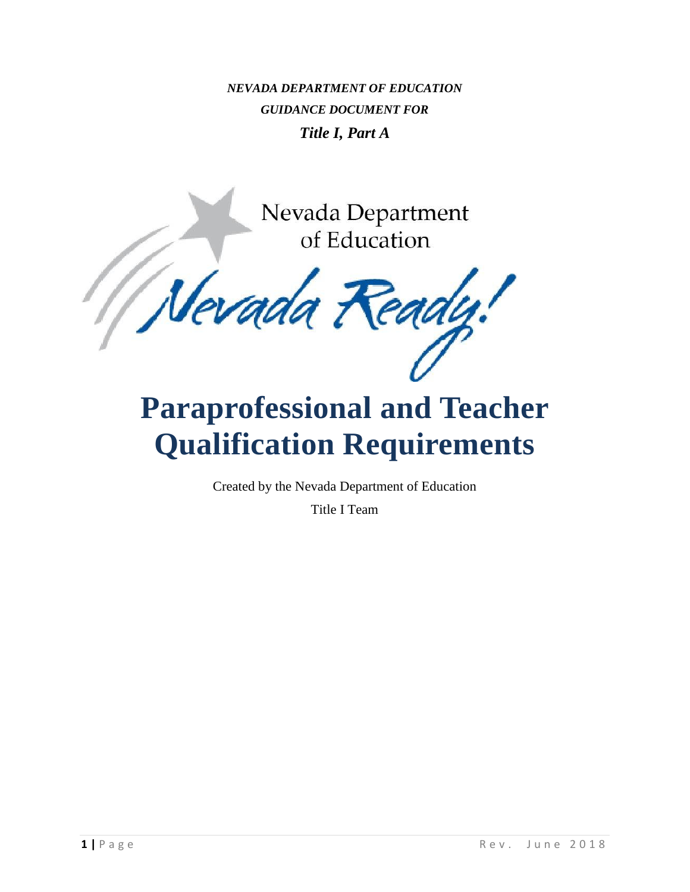***NEVADA DEPARTMENT OF EDUCATION***

***GUIDANCE DOCUMENT FOR***

***Title I, Part A***

Nevada Department of Education

Nevada Ready!

# Paraprofessional and Teacher Qualification Requirements

Created by the Nevada Department of Education

Title I Team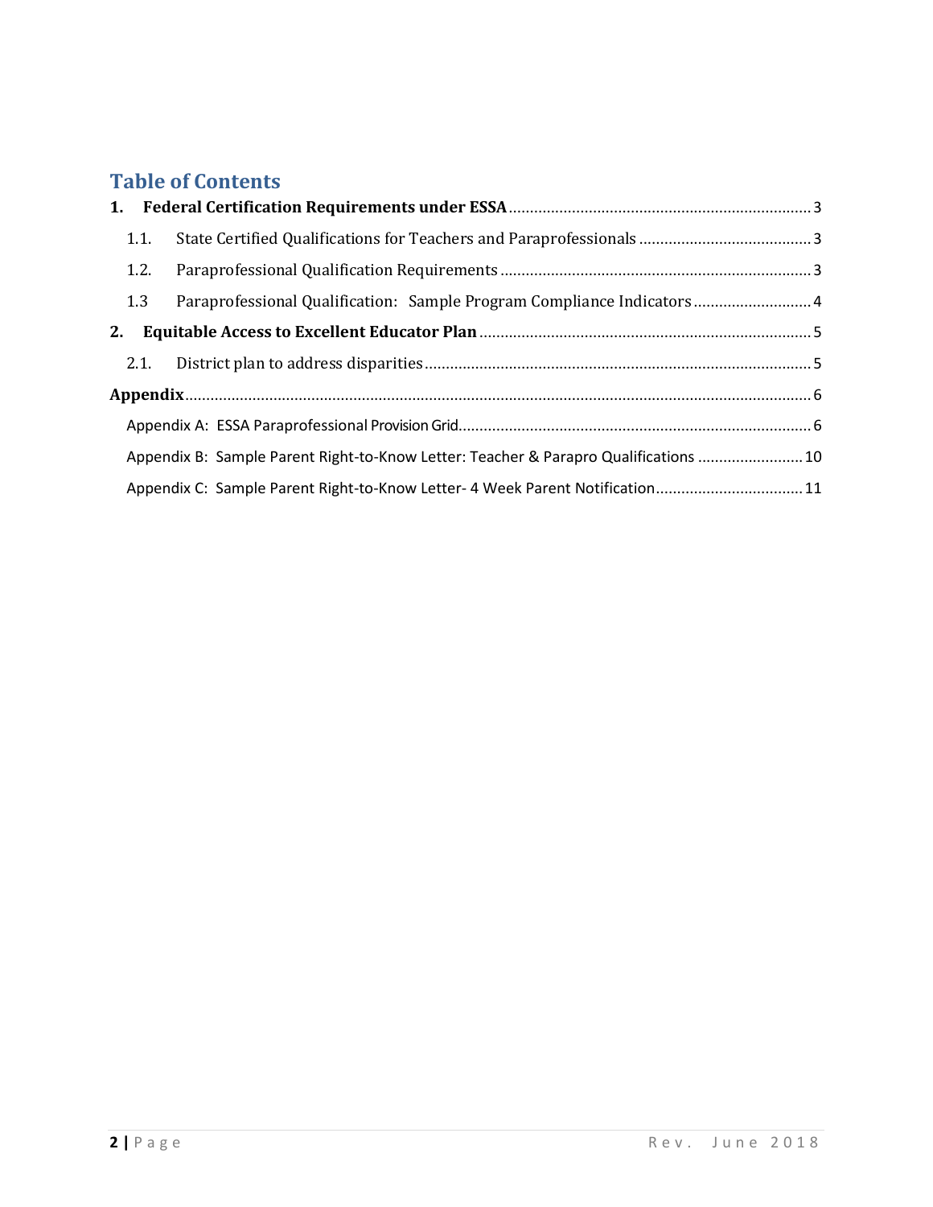# Table of Contents

**1. Federal Certification Requirements under ESSA** ........................................ 3

- 1.1. State Certified Qualifications for Teachers and Paraprofessionals ........................................ 3
- 1.2. Paraprofessional Qualification Requirements ........................................ 3
- 1.3 Paraprofessional Qualification: Sample Program Compliance Indicators ........................................ 4

**2. Equitable Access to Excellent Educator Plan** ........................................ 5

- 2.1. District plan to address disparities ........................................ 5

**Appendix** ........................................ 6

- Appendix A: ESSA Paraprofessional Provision Grid ........................................ 6
- Appendix B: Sample Parent Right-to-Know Letter: Teacher & Parapro Qualifications ........................................ 10
- Appendix C: Sample Parent Right-to-Know Letter- 4 Week Parent Notification ........................................ 11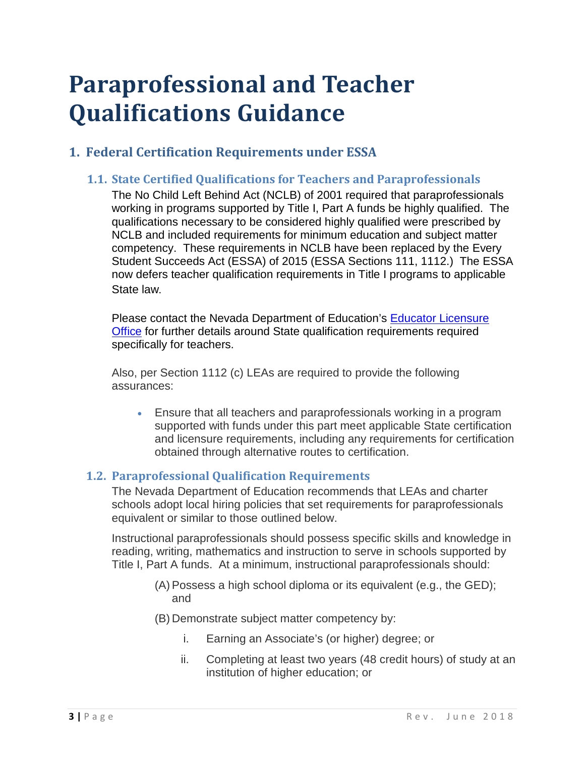# Paraprofessional and Teacher Qualifications Guidance

## 1. Federal Certification Requirements under ESSA

### 1.1. State Certified Qualifications for Teachers and Paraprofessionals

The No Child Left Behind Act (NCLB) of 2001 required that paraprofessionals working in programs supported by Title I, Part A funds be highly qualified. The qualifications necessary to be considered highly qualified were prescribed by NCLB and included requirements for minimum education and subject matter competency. These requirements in NCLB have been replaced by the Every Student Succeeds Act (ESSA) of 2015 (ESSA Sections 111, 1112.) The ESSA now defers teacher qualification requirements in Title I programs to applicable State law.

Please contact the Nevada Department of Education's Educator Licensure Office for further details around State qualification requirements required specifically for teachers.

Also, per Section 1112 (c) LEAs are required to provide the following assurances:

- Ensure that all teachers and paraprofessionals working in a program supported with funds under this part meet applicable State certification and licensure requirements, including any requirements for certification obtained through alternative routes to certification.

### 1.2. Paraprofessional Qualification Requirements

The Nevada Department of Education recommends that LEAs and charter schools adopt local hiring policies that set requirements for paraprofessionals equivalent or similar to those outlined below.

Instructional paraprofessionals should possess specific skills and knowledge in reading, writing, mathematics and instruction to serve in schools supported by Title I, Part A funds. At a minimum, instructional paraprofessionals should:

(A) Possess a high school diploma or its equivalent (e.g., the GED); and

(B) Demonstrate subject matter competency by:

i. Earning an Associate's (or higher) degree; or

ii. Completing at least two years (48 credit hours) of study at an institution of higher education; or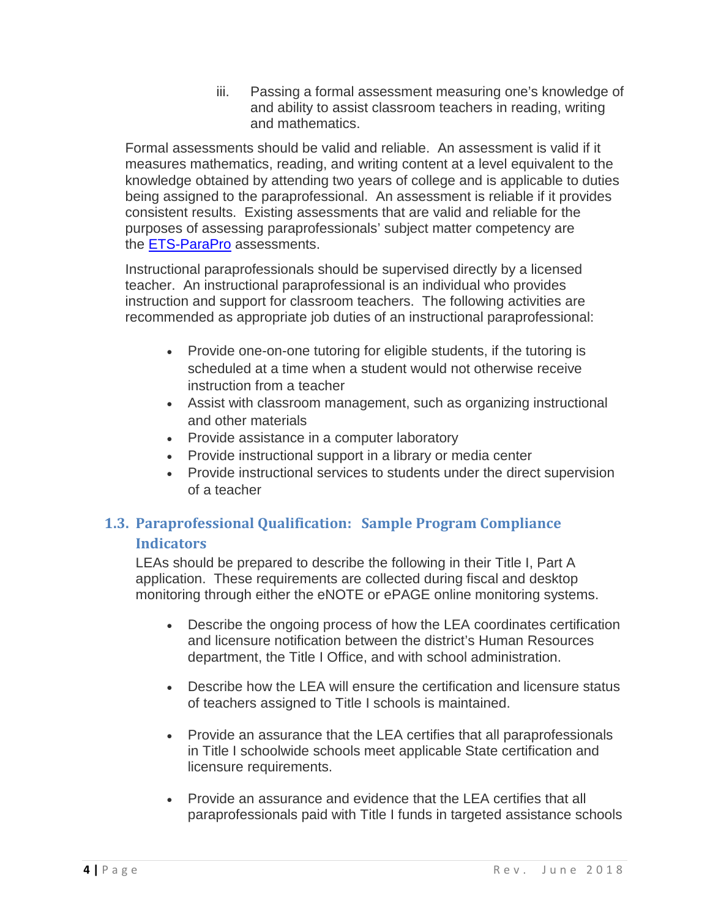iii. Passing a formal assessment measuring one's knowledge of and ability to assist classroom teachers in reading, writing and mathematics.

Formal assessments should be valid and reliable. An assessment is valid if it measures mathematics, reading, and writing content at a level equivalent to the knowledge obtained by attending two years of college and is applicable to duties being assigned to the paraprofessional. An assessment is reliable if it provides consistent results. Existing assessments that are valid and reliable for the purposes of assessing paraprofessionals' subject matter competency are the ETS-ParaPro assessments.

Instructional paraprofessionals should be supervised directly by a licensed teacher. An instructional paraprofessional is an individual who provides instruction and support for classroom teachers. The following activities are recommended as appropriate job duties of an instructional paraprofessional:

- Provide one-on-one tutoring for eligible students, if the tutoring is scheduled at a time when a student would not otherwise receive instruction from a teacher
- Assist with classroom management, such as organizing instructional and other materials
- Provide assistance in a computer laboratory
- Provide instructional support in a library or media center
- Provide instructional services to students under the direct supervision of a teacher

## 1.3. Paraprofessional Qualification: Sample Program Compliance Indicators

LEAs should be prepared to describe the following in their Title I, Part A application. These requirements are collected during fiscal and desktop monitoring through either the eNOTE or ePAGE online monitoring systems.

- Describe the ongoing process of how the LEA coordinates certification and licensure notification between the district's Human Resources department, the Title I Office, and with school administration.

- Describe how the LEA will ensure the certification and licensure status of teachers assigned to Title I schools is maintained.

- Provide an assurance that the LEA certifies that all paraprofessionals in Title I schoolwide schools meet applicable State certification and licensure requirements.

- Provide an assurance and evidence that the LEA certifies that all paraprofessionals paid with Title I funds in targeted assistance schools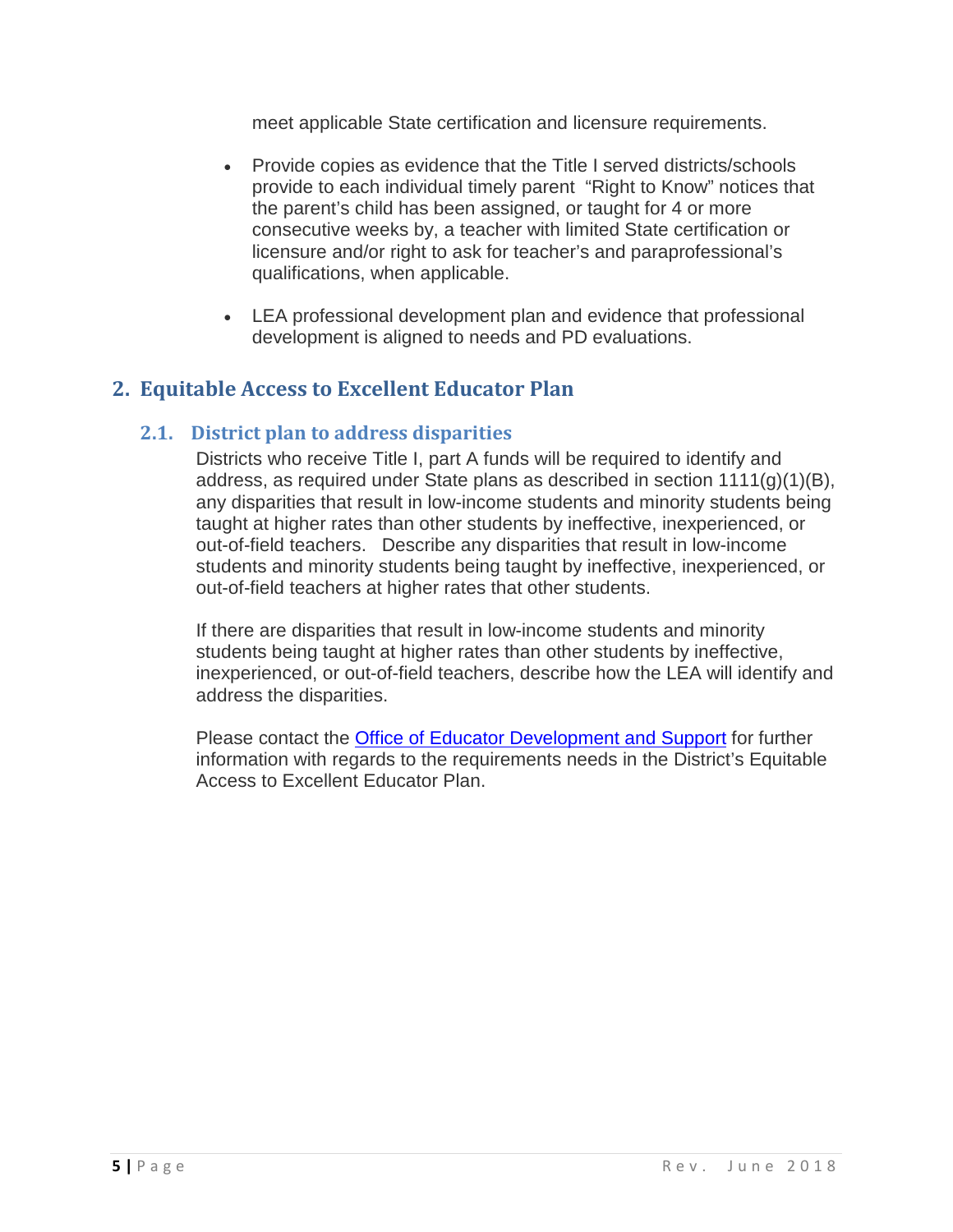meet applicable State certification and licensure requirements.

- Provide copies as evidence that the Title I served districts/schools provide to each individual timely parent "Right to Know" notices that the parent's child has been assigned, or taught for 4 or more consecutive weeks by, a teacher with limited State certification or licensure and/or right to ask for teacher's and paraprofessional's qualifications, when applicable.

- LEA professional development plan and evidence that professional development is aligned to needs and PD evaluations.

## 2. Equitable Access to Excellent Educator Plan

### 2.1. District plan to address disparities

Districts who receive Title I, part A funds will be required to identify and address, as required under State plans as described in section 1111(g)(1)(B), any disparities that result in low-income students and minority students being taught at higher rates than other students by ineffective, inexperienced, or out-of-field teachers. Describe any disparities that result in low-income students and minority students being taught by ineffective, inexperienced, or out-of-field teachers at higher rates that other students.

If there are disparities that result in low-income students and minority students being taught at higher rates than other students by ineffective, inexperienced, or out-of-field teachers, describe how the LEA will identify and address the disparities.

Please contact the Office of Educator Development and Support for further information with regards to the requirements needs in the District's Equitable Access to Excellent Educator Plan.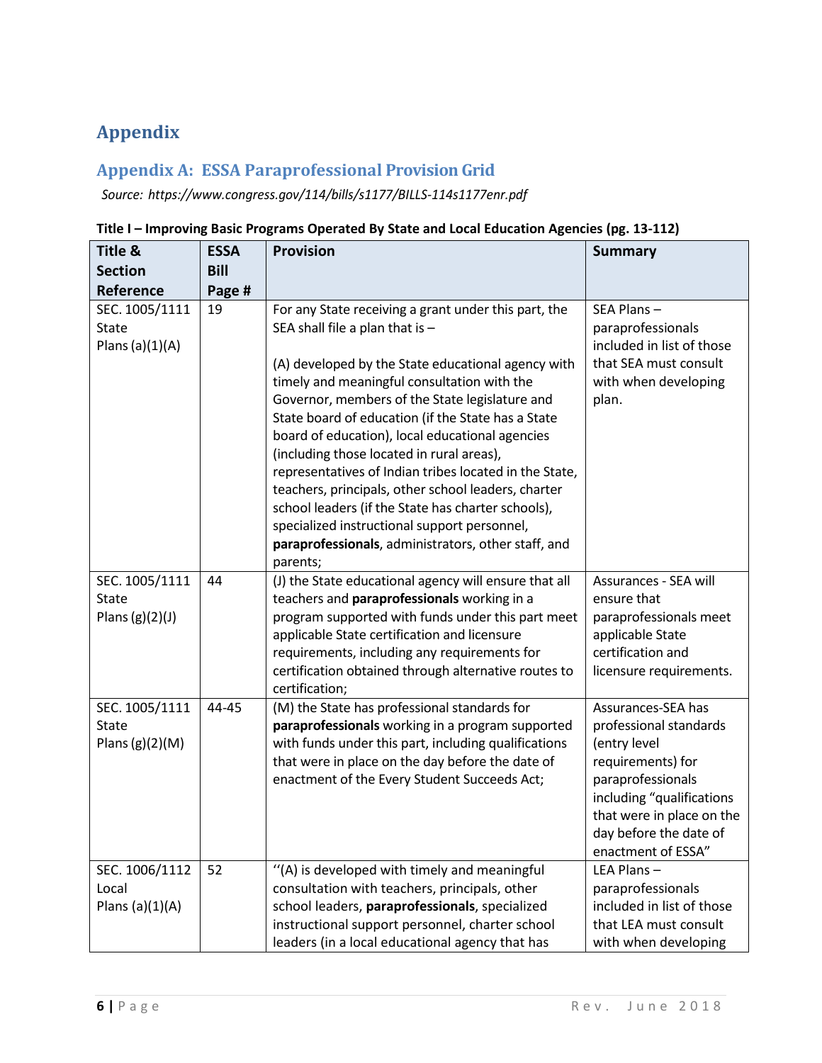# Appendix

## Appendix A: ESSA Paraprofessional Provision Grid

*Source: https://www.congress.gov/114/bills/s1177/BILLS-114s1177enr.pdf*

**Title I – Improving Basic Programs Operated By State and Local Education Agencies (pg. 13-112)**

| Title & Section Reference | ESSA Bill Page # | Provision | Summary |
|---|---|---|---|
| SEC. 1005/1111 State Plans (a)(1)(A) | 19 | For any State receiving a grant under this part, the SEA shall file a plan that is –<br><br>(A) developed by the State educational agency with timely and meaningful consultation with the Governor, members of the State legislature and State board of education (if the State has a State board of education), local educational agencies (including those located in rural areas), representatives of Indian tribes located in the State, teachers, principals, other school leaders, charter school leaders (if the State has charter schools), specialized instructional support personnel, **paraprofessionals**, administrators, other staff, and parents; | SEA Plans – paraprofessionals included in list of those that SEA must consult with when developing plan. |
| SEC. 1005/1111 State Plans (g)(2)(J) | 44 | (J) the State educational agency will ensure that all teachers and **paraprofessionals** working in a program supported with funds under this part meet applicable State certification and licensure requirements, including any requirements for certification obtained through alternative routes to certification; | Assurances - SEA will ensure that paraprofessionals meet applicable State certification and licensure requirements. |
| SEC. 1005/1111 State Plans (g)(2)(M) | 44-45 | (M) the State has professional standards for **paraprofessionals** working in a program supported with funds under this part, including qualifications that were in place on the day before the date of enactment of the Every Student Succeeds Act; | Assurances-SEA has professional standards (entry level requirements) for paraprofessionals including "qualifications that were in place on the day before the date of enactment of ESSA" |
| SEC. 1006/1112 Local Plans (a)(1)(A) | 52 | ''(A) is developed with timely and meaningful consultation with teachers, principals, other school leaders, **paraprofessionals**, specialized instructional support personnel, charter school leaders (in a local educational agency that has | LEA Plans – paraprofessionals included in list of those that LEA must consult with when developing |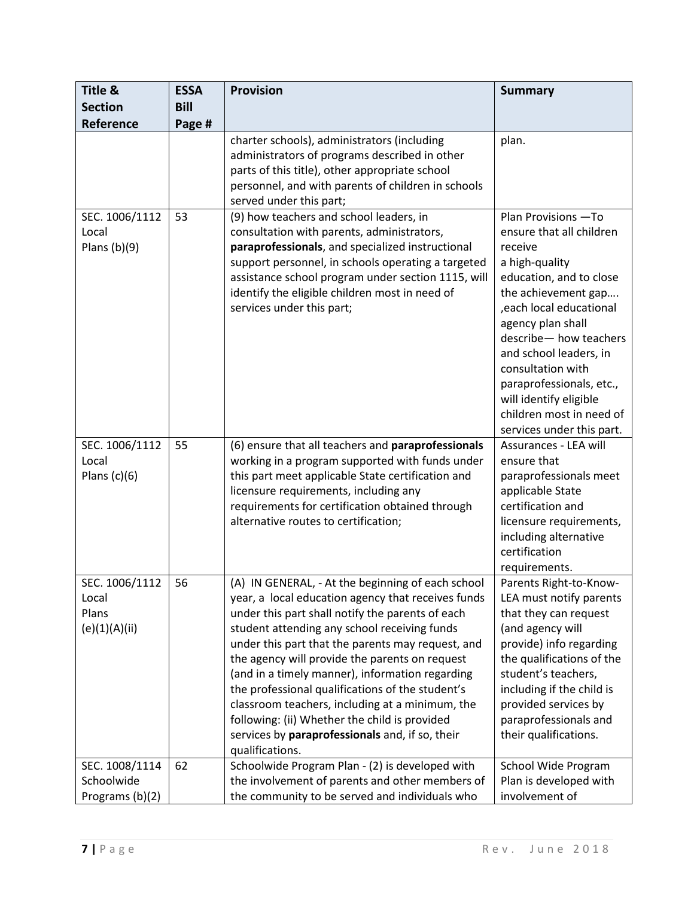| Title & Section Reference | ESSA Bill Page # | Provision | Summary |
|---|---|---|---|
| | | charter schools), administrators (including administrators of programs described in other parts of this title), other appropriate school personnel, and with parents of children in schools served under this part; | plan. |
| SEC. 1006/1112 Local Plans (b)(9) | 53 | (9) how teachers and school leaders, in consultation with parents, administrators, **paraprofessionals**, and specialized instructional support personnel, in schools operating a targeted assistance school program under section 1115, will identify the eligible children most in need of services under this part; | Plan Provisions —To ensure that all children receive a high-quality education, and to close the achievement gap…. ,each local educational agency plan shall describe— how teachers and school leaders, in consultation with paraprofessionals, etc., will identify eligible children most in need of services under this part. |
| SEC. 1006/1112 Local Plans (c)(6) | 55 | (6) ensure that all teachers and **paraprofessionals** working in a program supported with funds under this part meet applicable State certification and licensure requirements, including any requirements for certification obtained through alternative routes to certification; | Assurances - LEA will ensure that paraprofessionals meet applicable State certification and licensure requirements, including alternative certification requirements. |
| SEC. 1006/1112 Local Plans (e)(1)(A)(ii) | 56 | (A) IN GENERAL, - At the beginning of each school year, a local education agency that receives funds under this part shall notify the parents of each student attending any school receiving funds under this part that the parents may request, and the agency will provide the parents on request (and in a timely manner), information regarding the professional qualifications of the student's classroom teachers, including at a minimum, the following: (ii) Whether the child is provided services by **paraprofessionals** and, if so, their qualifications. | Parents Right-to-Know- LEA must notify parents that they can request (and agency will provide) info regarding the qualifications of the student's teachers, including if the child is provided services by paraprofessionals and their qualifications. |
| SEC. 1008/1114 Schoolwide Programs (b)(2) | 62 | Schoolwide Program Plan - (2) is developed with the involvement of parents and other members of the community to be served and individuals who | School Wide Program Plan is developed with involvement of |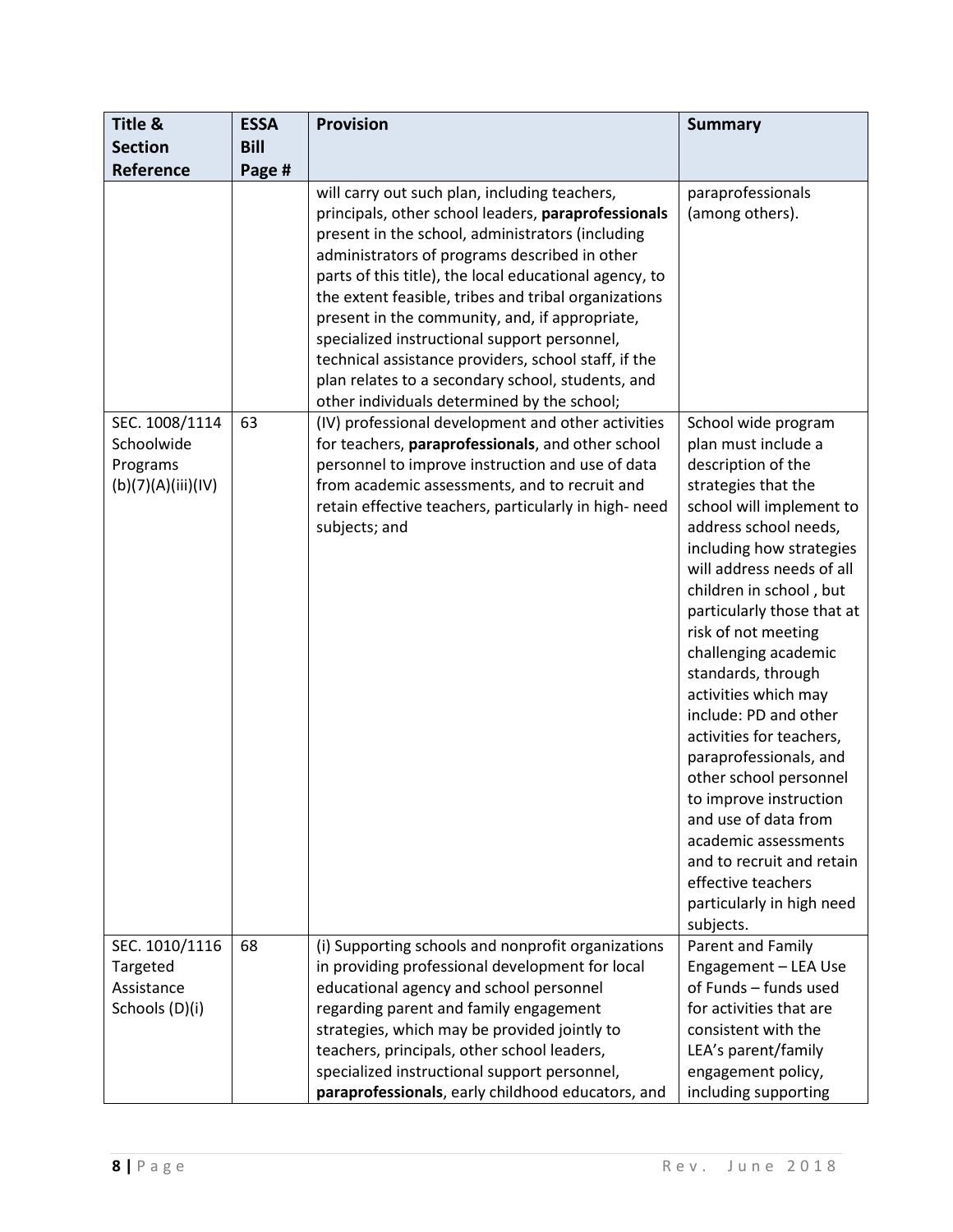| Title & Section Reference | ESSA Bill Page # | Provision | Summary |
|---|---|---|---|
| | | will carry out such plan, including teachers, principals, other school leaders, **paraprofessionals** present in the school, administrators (including administrators of programs described in other parts of this title), the local educational agency, to the extent feasible, tribes and tribal organizations present in the community, and, if appropriate, specialized instructional support personnel, technical assistance providers, school staff, if the plan relates to a secondary school, students, and other individuals determined by the school; | paraprofessionals (among others). |
| SEC. 1008/1114 Schoolwide Programs (b)(7)(A)(iii)(IV) | 63 | (IV) professional development and other activities for teachers, **paraprofessionals**, and other school personnel to improve instruction and use of data from academic assessments, and to recruit and retain effective teachers, particularly in high- need subjects; and | School wide program plan must include a description of the strategies that the school will implement to address school needs, including how strategies will address needs of all children in school , but particularly those that at risk of not meeting challenging academic standards, through activities which may include: PD and other activities for teachers, paraprofessionals, and other school personnel to improve instruction and use of data from academic assessments and to recruit and retain effective teachers particularly in high need subjects. |
| SEC. 1010/1116 Targeted Assistance Schools (D)(i) | 68 | (i) Supporting schools and nonprofit organizations in providing professional development for local educational agency and school personnel regarding parent and family engagement strategies, which may be provided jointly to teachers, principals, other school leaders, specialized instructional support personnel, **paraprofessionals**, early childhood educators, and | Parent and Family Engagement – LEA Use of Funds – funds used for activities that are consistent with the LEA's parent/family engagement policy, including supporting |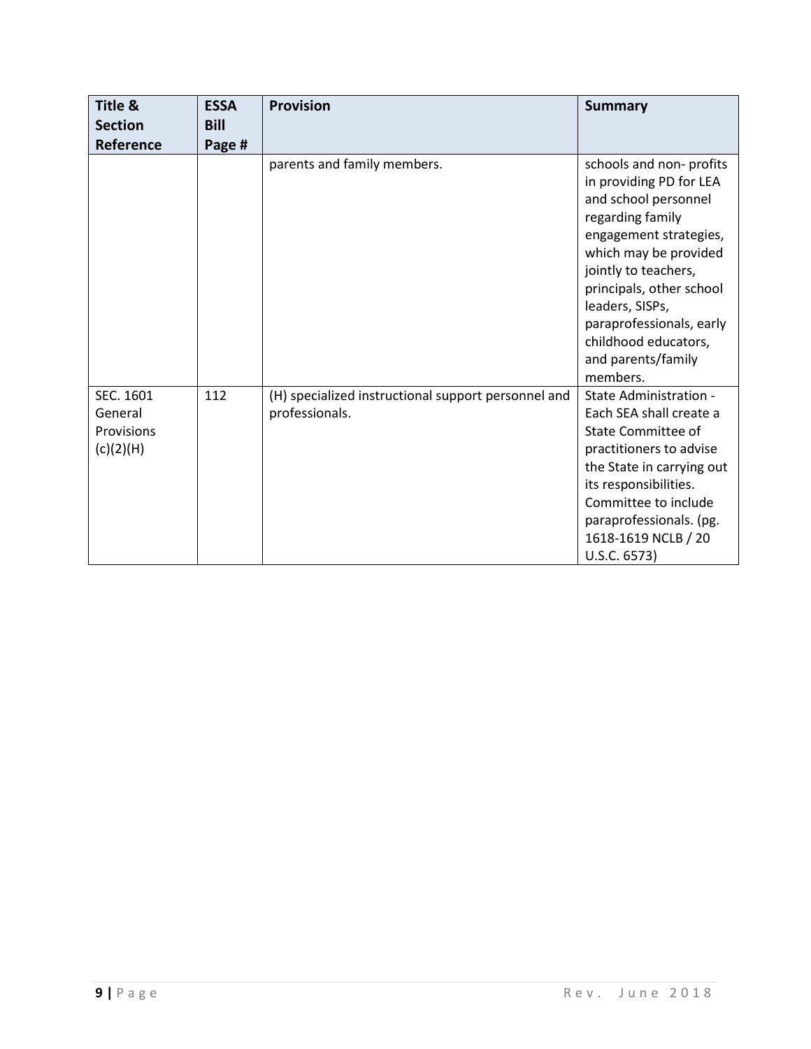| Title & Section Reference | ESSA Bill Page # | Provision | Summary |
|---|---|---|---|
| | | parents and family members. | schools and non- profits in providing PD for LEA and school personnel regarding family engagement strategies, which may be provided jointly to teachers, principals, other school leaders, SISPs, paraprofessionals, early childhood educators, and parents/family members. |
| SEC. 1601 General Provisions (c)(2)(H) | 112 | (H) specialized instructional support personnel and professionals. | State Administration - Each SEA shall create a State Committee of practitioners to advise the State in carrying out its responsibilities. Committee to include paraprofessionals. (pg. 1618-1619 NCLB / 20 U.S.C. 6573) |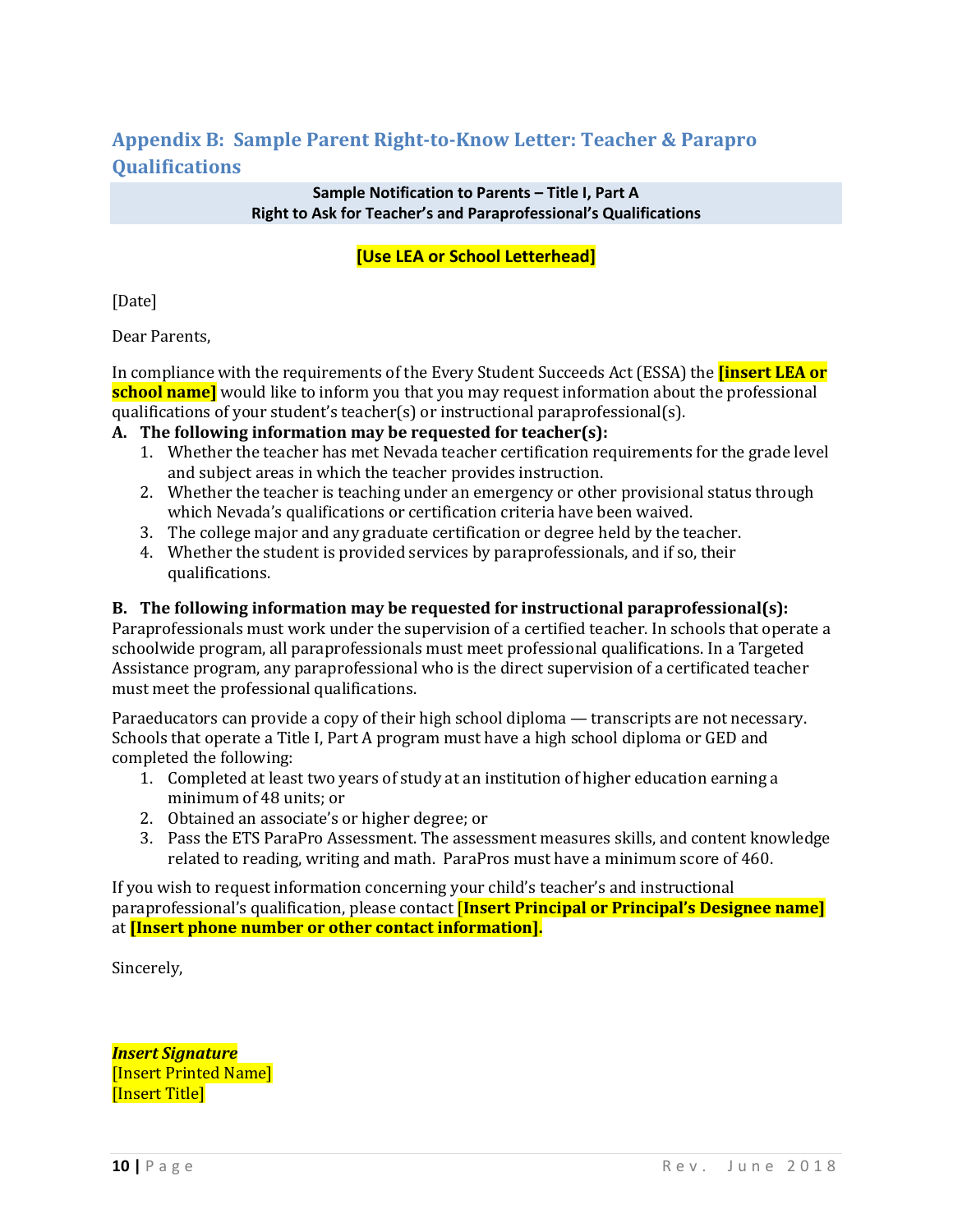## Appendix B: Sample Parent Right-to-Know Letter: Teacher & Parapro Qualifications

**Sample Notification to Parents – Title I, Part A**
**Right to Ask for Teacher's and Paraprofessional's Qualifications**

**[Use LEA or School Letterhead]**

[Date]

Dear Parents,

In compliance with the requirements of the Every Student Succeeds Act (ESSA) the **[insert LEA or school name]** would like to inform you that you may request information about the professional qualifications of your student's teacher(s) or instructional paraprofessional(s).

**A. The following information may be requested for teacher(s):**

1. Whether the teacher has met Nevada teacher certification requirements for the grade level and subject areas in which the teacher provides instruction.
2. Whether the teacher is teaching under an emergency or other provisional status through which Nevada's qualifications or certification criteria have been waived.
3. The college major and any graduate certification or degree held by the teacher.
4. Whether the student is provided services by paraprofessionals, and if so, their qualifications.

**B. The following information may be requested for instructional paraprofessional(s):**

Paraprofessionals must work under the supervision of a certified teacher. In schools that operate a schoolwide program, all paraprofessionals must meet professional qualifications. In a Targeted Assistance program, any paraprofessional who is the direct supervision of a certificated teacher must meet the professional qualifications.

Paraeducators can provide a copy of their high school diploma — transcripts are not necessary. Schools that operate a Title I, Part A program must have a high school diploma or GED and completed the following:

1. Completed at least two years of study at an institution of higher education earning a minimum of 48 units; or
2. Obtained an associate's or higher degree; or
3. Pass the ETS ParaPro Assessment. The assessment measures skills, and content knowledge related to reading, writing and math. ParaPros must have a minimum score of 460.

If you wish to request information concerning your child's teacher's and instructional paraprofessional's qualification, please contact **[Insert Principal or Principal's Designee name]** at **[Insert phone number or other contact information].**

Sincerely,

***Insert Signature***
[Insert Printed Name]
[Insert Title]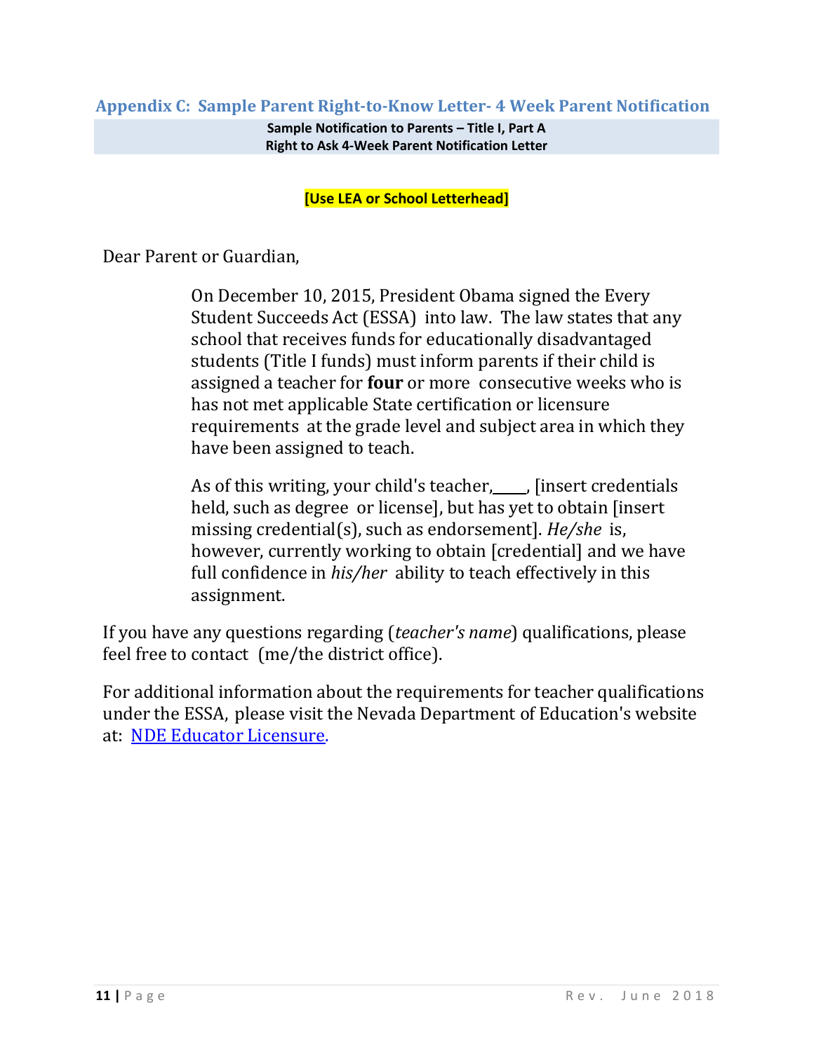## Appendix C: Sample Parent Right-to-Know Letter- 4 Week Parent Notification

**Sample Notification to Parents – Title I, Part A**
**Right to Ask 4-Week Parent Notification Letter**

**[Use LEA or School Letterhead]**

Dear Parent or Guardian,

On December 10, 2015, President Obama signed the Every Student Succeeds Act (ESSA) into law. The law states that any school that receives funds for educationally disadvantaged students (Title I funds) must inform parents if their child is assigned a teacher for **four** or more consecutive weeks who is has not met applicable State certification or licensure requirements at the grade level and subject area in which they have been assigned to teach.

As of this writing, your child's teacher,\_\_\_\_\_, [insert credentials held, such as degree or license], but has yet to obtain [insert missing credential(s), such as endorsement]. *He/she* is, however, currently working to obtain [credential] and we have full confidence in *his/her* ability to teach effectively in this assignment.

If you have any questions regarding (*teacher's name*) qualifications, please feel free to contact (me/the district office).

For additional information about the requirements for teacher qualifications under the ESSA, please visit the Nevada Department of Education's website at: NDE Educator Licensure.